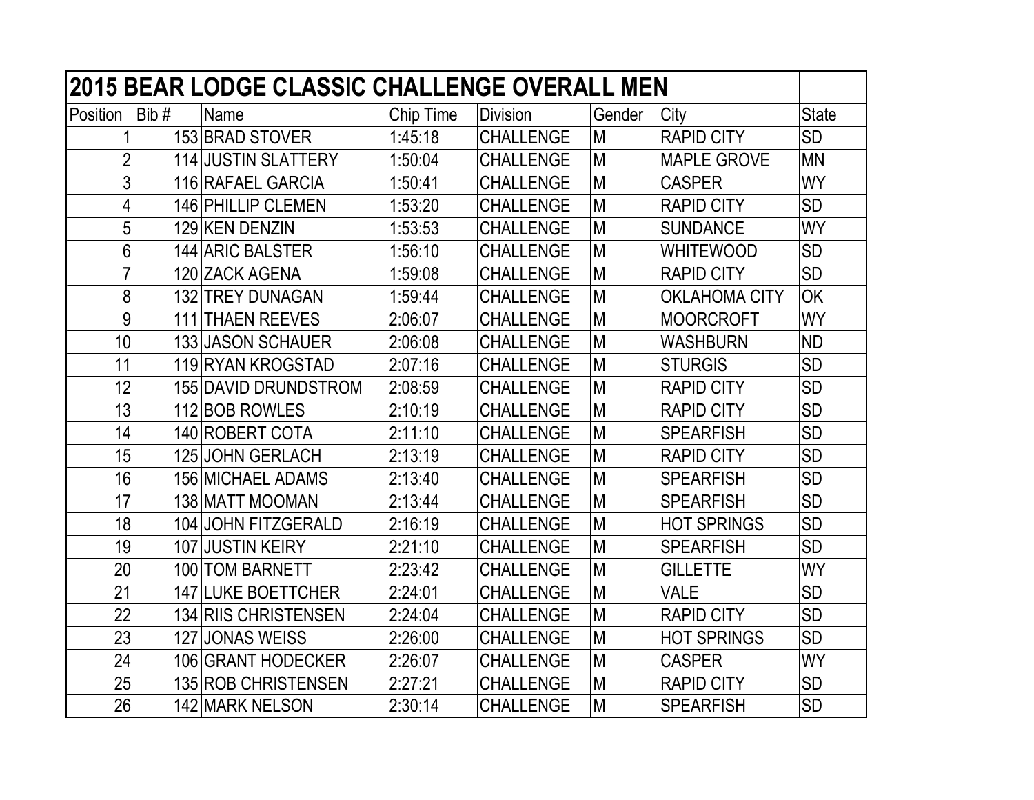# 2015 BEAR LODGE CLASSIC CHALLENGE OVERALL MEN

| Position | Bib # | Name | Chip Time | Division | Gender | City | State |
|---|---|---|---|---|---|---|---|
| 1 | 153 | BRAD STOVER | 1:45:18 | CHALLENGE | M | RAPID CITY | SD |
| 2 | 114 | JUSTIN SLATTERY | 1:50:04 | CHALLENGE | M | MAPLE GROVE | MN |
| 3 | 116 | RAFAEL GARCIA | 1:50:41 | CHALLENGE | M | CASPER | WY |
| 4 | 146 | PHILLIP CLEMEN | 1:53:20 | CHALLENGE | M | RAPID CITY | SD |
| 5 | 129 | KEN DENZIN | 1:53:53 | CHALLENGE | M | SUNDANCE | WY |
| 6 | 144 | ARIC BALSTER | 1:56:10 | CHALLENGE | M | WHITEWOOD | SD |
| 7 | 120 | ZACK AGENA | 1:59:08 | CHALLENGE | M | RAPID CITY | SD |
| 8 | 132 | TREY DUNAGAN | 1:59:44 | CHALLENGE | M | OKLAHOMA CITY | OK |
| 9 | 111 | THAEN REEVES | 2:06:07 | CHALLENGE | M | MOORCROFT | WY |
| 10 | 133 | JASON SCHAUER | 2:06:08 | CHALLENGE | M | WASHBURN | ND |
| 11 | 119 | RYAN KROGSTAD | 2:07:16 | CHALLENGE | M | STURGIS | SD |
| 12 | 155 | DAVID DRUNDSTROM | 2:08:59 | CHALLENGE | M | RAPID CITY | SD |
| 13 | 112 | BOB ROWLES | 2:10:19 | CHALLENGE | M | RAPID CITY | SD |
| 14 | 140 | ROBERT COTA | 2:11:10 | CHALLENGE | M | SPEARFISH | SD |
| 15 | 125 | JOHN GERLACH | 2:13:19 | CHALLENGE | M | RAPID CITY | SD |
| 16 | 156 | MICHAEL ADAMS | 2:13:40 | CHALLENGE | M | SPEARFISH | SD |
| 17 | 138 | MATT MOOMAN | 2:13:44 | CHALLENGE | M | SPEARFISH | SD |
| 18 | 104 | JOHN FITZGERALD | 2:16:19 | CHALLENGE | M | HOT SPRINGS | SD |
| 19 | 107 | JUSTIN KEIRY | 2:21:10 | CHALLENGE | M | SPEARFISH | SD |
| 20 | 100 | TOM BARNETT | 2:23:42 | CHALLENGE | M | GILLETTE | WY |
| 21 | 147 | LUKE BOETTCHER | 2:24:01 | CHALLENGE | M | VALE | SD |
| 22 | 134 | RIIS CHRISTENSEN | 2:24:04 | CHALLENGE | M | RAPID CITY | SD |
| 23 | 127 | JONAS WEISS | 2:26:00 | CHALLENGE | M | HOT SPRINGS | SD |
| 24 | 106 | GRANT HODECKER | 2:26:07 | CHALLENGE | M | CASPER | WY |
| 25 | 135 | ROB CHRISTENSEN | 2:27:21 | CHALLENGE | M | RAPID CITY | SD |
| 26 | 142 | MARK NELSON | 2:30:14 | CHALLENGE | M | SPEARFISH | SD |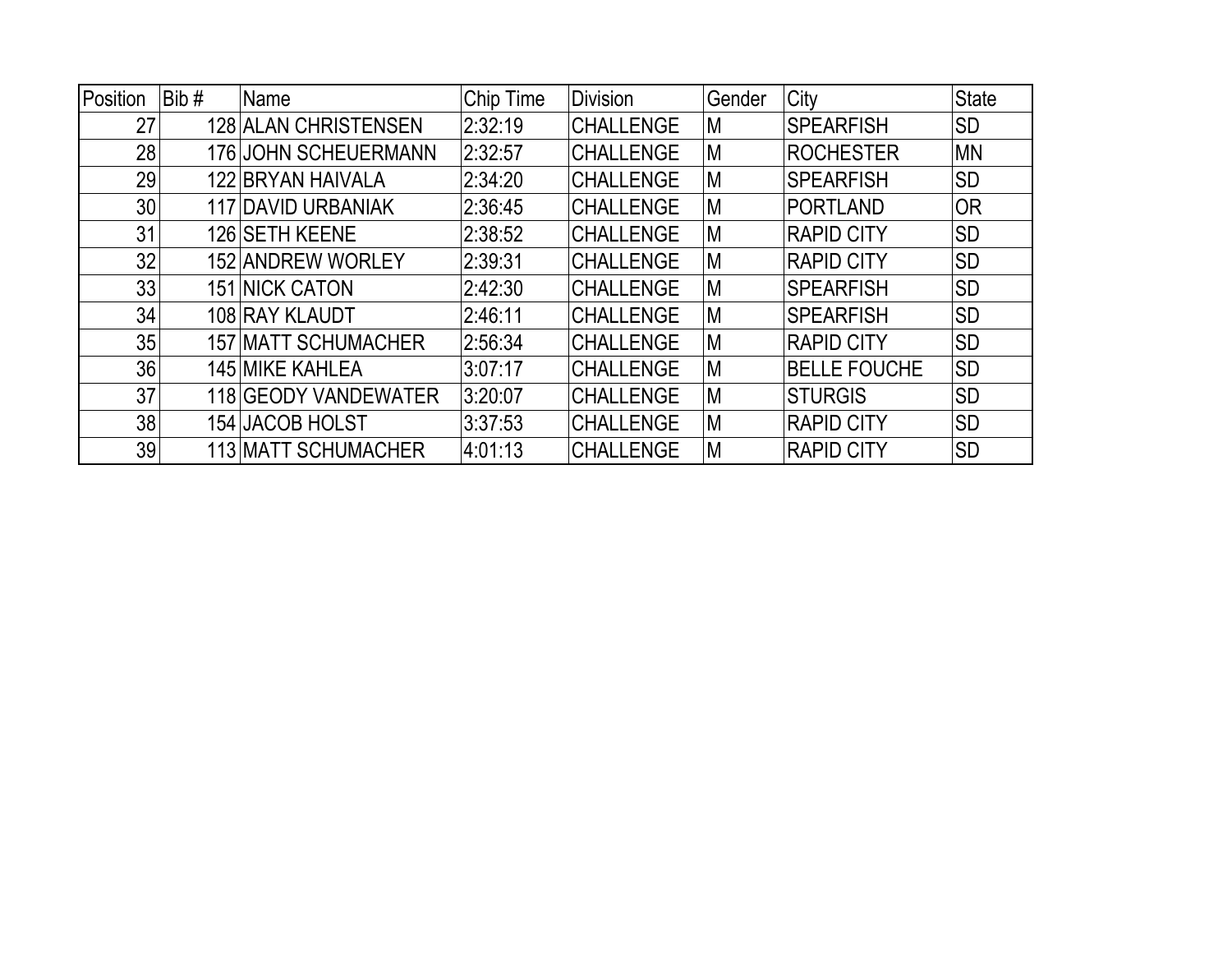| Position | Bib # | Name | Chip Time | Division | Gender | City | State |
| --- | --- | --- | --- | --- | --- | --- | --- |
| 27 | 128 | ALAN CHRISTENSEN | 2:32:19 | CHALLENGE | M | SPEARFISH | SD |
| 28 | 176 | JOHN SCHEUERMANN | 2:32:57 | CHALLENGE | M | ROCHESTER | MN |
| 29 | 122 | BRYAN HAIVALA | 2:34:20 | CHALLENGE | M | SPEARFISH | SD |
| 30 | 117 | DAVID URBANIAK | 2:36:45 | CHALLENGE | M | PORTLAND | OR |
| 31 | 126 | SETH KEENE | 2:38:52 | CHALLENGE | M | RAPID CITY | SD |
| 32 | 152 | ANDREW WORLEY | 2:39:31 | CHALLENGE | M | RAPID CITY | SD |
| 33 | 151 | NICK CATON | 2:42:30 | CHALLENGE | M | SPEARFISH | SD |
| 34 | 108 | RAY KLAUDT | 2:46:11 | CHALLENGE | M | SPEARFISH | SD |
| 35 | 157 | MATT SCHUMACHER | 2:56:34 | CHALLENGE | M | RAPID CITY | SD |
| 36 | 145 | MIKE KAHLEA | 3:07:17 | CHALLENGE | M | BELLE FOUCHE | SD |
| 37 | 118 | GEODY VANDEWATER | 3:20:07 | CHALLENGE | M | STURGIS | SD |
| 38 | 154 | JACOB HOLST | 3:37:53 | CHALLENGE | M | RAPID CITY | SD |
| 39 | 113 | MATT SCHUMACHER | 4:01:13 | CHALLENGE | M | RAPID CITY | SD |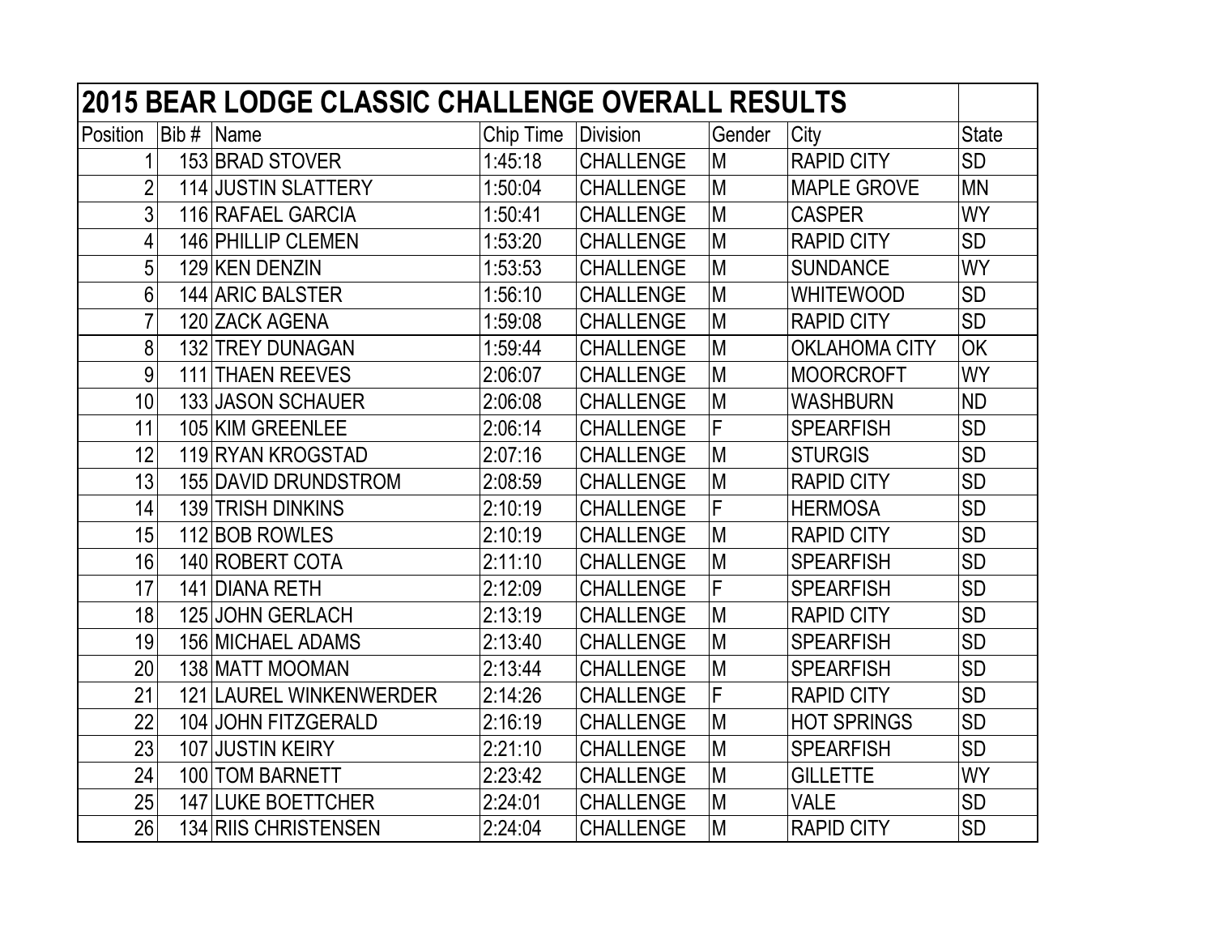| 2015 BEAR LODGE CLASSIC CHALLENGE OVERALL RESULTS | | | | | | | |
|---|---|---|---|---|---|---|---|
| Position | Bib # | Name | Chip Time | Division | Gender | City | State |
| 1 | 153 | BRAD STOVER | 1:45:18 | CHALLENGE | M | RAPID CITY | SD |
| 2 | 114 | JUSTIN SLATTERY | 1:50:04 | CHALLENGE | M | MAPLE GROVE | MN |
| 3 | 116 | RAFAEL GARCIA | 1:50:41 | CHALLENGE | M | CASPER | WY |
| 4 | 146 | PHILLIP CLEMEN | 1:53:20 | CHALLENGE | M | RAPID CITY | SD |
| 5 | 129 | KEN DENZIN | 1:53:53 | CHALLENGE | M | SUNDANCE | WY |
| 6 | 144 | ARIC BALSTER | 1:56:10 | CHALLENGE | M | WHITEWOOD | SD |
| 7 | 120 | ZACK AGENA | 1:59:08 | CHALLENGE | M | RAPID CITY | SD |
| 8 | 132 | TREY DUNAGAN | 1:59:44 | CHALLENGE | M | OKLAHOMA CITY | OK |
| 9 | 111 | THAEN REEVES | 2:06:07 | CHALLENGE | M | MOORCROFT | WY |
| 10 | 133 | JASON SCHAUER | 2:06:08 | CHALLENGE | M | WASHBURN | ND |
| 11 | 105 | KIM GREENLEE | 2:06:14 | CHALLENGE | F | SPEARFISH | SD |
| 12 | 119 | RYAN KROGSTAD | 2:07:16 | CHALLENGE | M | STURGIS | SD |
| 13 | 155 | DAVID DRUNDSTROM | 2:08:59 | CHALLENGE | M | RAPID CITY | SD |
| 14 | 139 | TRISH DINKINS | 2:10:19 | CHALLENGE | F | HERMOSA | SD |
| 15 | 112 | BOB ROWLES | 2:10:19 | CHALLENGE | M | RAPID CITY | SD |
| 16 | 140 | ROBERT COTA | 2:11:10 | CHALLENGE | M | SPEARFISH | SD |
| 17 | 141 | DIANA RETH | 2:12:09 | CHALLENGE | F | SPEARFISH | SD |
| 18 | 125 | JOHN GERLACH | 2:13:19 | CHALLENGE | M | RAPID CITY | SD |
| 19 | 156 | MICHAEL ADAMS | 2:13:40 | CHALLENGE | M | SPEARFISH | SD |
| 20 | 138 | MATT MOOMAN | 2:13:44 | CHALLENGE | M | SPEARFISH | SD |
| 21 | 121 | LAUREL WINKENWERDER | 2:14:26 | CHALLENGE | F | RAPID CITY | SD |
| 22 | 104 | JOHN FITZGERALD | 2:16:19 | CHALLENGE | M | HOT SPRINGS | SD |
| 23 | 107 | JUSTIN KEIRY | 2:21:10 | CHALLENGE | M | SPEARFISH | SD |
| 24 | 100 | TOM BARNETT | 2:23:42 | CHALLENGE | M | GILLETTE | WY |
| 25 | 147 | LUKE BOETTCHER | 2:24:01 | CHALLENGE | M | VALE | SD |
| 26 | 134 | RIIS CHRISTENSEN | 2:24:04 | CHALLENGE | M | RAPID CITY | SD |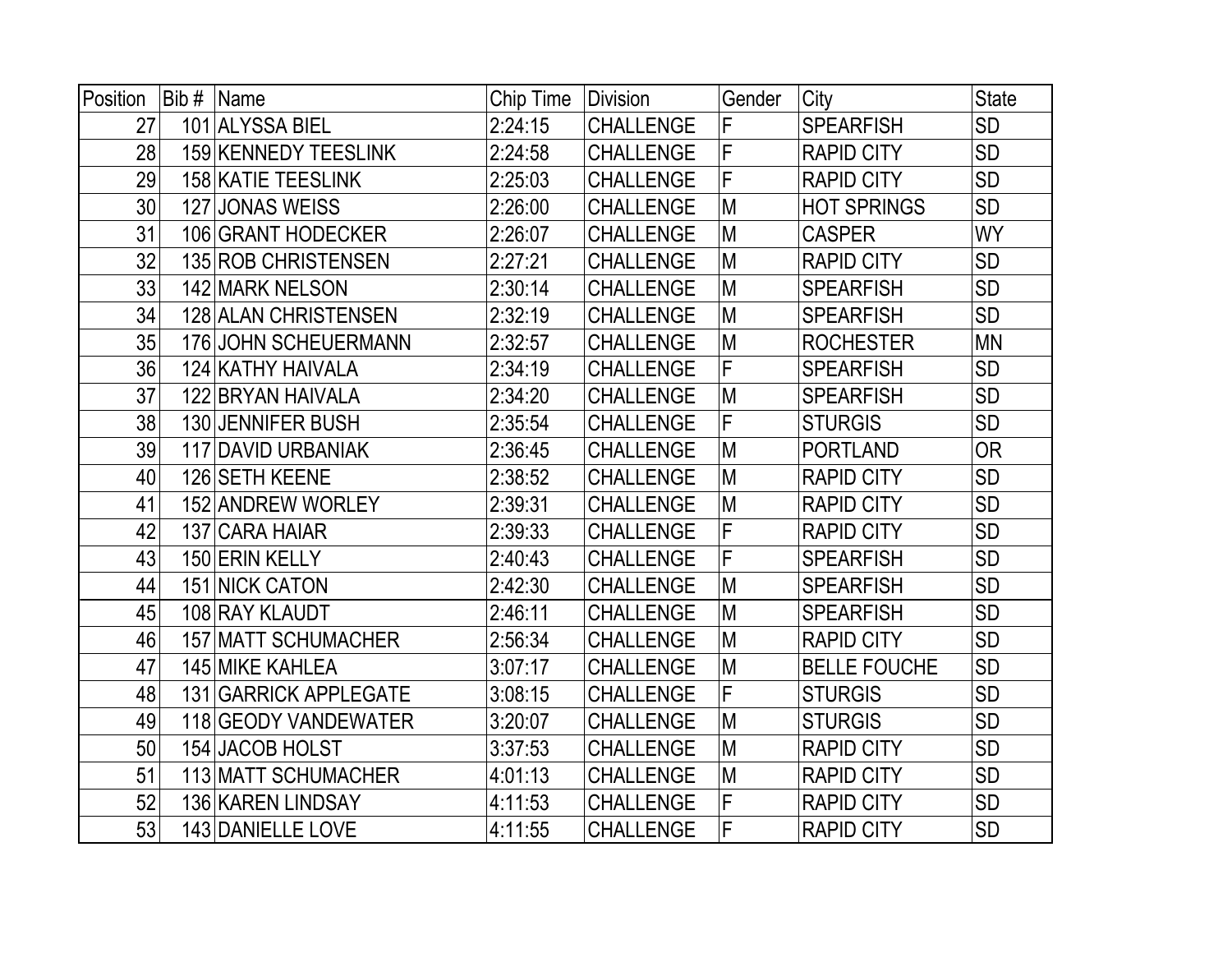| Position | Bib # | Name | Chip Time | Division | Gender | City | State |
|---|---|---|---|---|---|---|---|
| 27 | 101 | ALYSSA BIEL | 2:24:15 | CHALLENGE | F | SPEARFISH | SD |
| 28 | 159 | KENNEDY TEESLINK | 2:24:58 | CHALLENGE | F | RAPID CITY | SD |
| 29 | 158 | KATIE TEESLINK | 2:25:03 | CHALLENGE | F | RAPID CITY | SD |
| 30 | 127 | JONAS WEISS | 2:26:00 | CHALLENGE | M | HOT SPRINGS | SD |
| 31 | 106 | GRANT HODECKER | 2:26:07 | CHALLENGE | M | CASPER | WY |
| 32 | 135 | ROB CHRISTENSEN | 2:27:21 | CHALLENGE | M | RAPID CITY | SD |
| 33 | 142 | MARK NELSON | 2:30:14 | CHALLENGE | M | SPEARFISH | SD |
| 34 | 128 | ALAN CHRISTENSEN | 2:32:19 | CHALLENGE | M | SPEARFISH | SD |
| 35 | 176 | JOHN SCHEUERMANN | 2:32:57 | CHALLENGE | M | ROCHESTER | MN |
| 36 | 124 | KATHY HAIVALA | 2:34:19 | CHALLENGE | F | SPEARFISH | SD |
| 37 | 122 | BRYAN HAIVALA | 2:34:20 | CHALLENGE | M | SPEARFISH | SD |
| 38 | 130 | JENNIFER BUSH | 2:35:54 | CHALLENGE | F | STURGIS | SD |
| 39 | 117 | DAVID URBANIAK | 2:36:45 | CHALLENGE | M | PORTLAND | OR |
| 40 | 126 | SETH KEENE | 2:38:52 | CHALLENGE | M | RAPID CITY | SD |
| 41 | 152 | ANDREW WORLEY | 2:39:31 | CHALLENGE | M | RAPID CITY | SD |
| 42 | 137 | CARA HAIAR | 2:39:33 | CHALLENGE | F | RAPID CITY | SD |
| 43 | 150 | ERIN KELLY | 2:40:43 | CHALLENGE | F | SPEARFISH | SD |
| 44 | 151 | NICK CATON | 2:42:30 | CHALLENGE | M | SPEARFISH | SD |
| 45 | 108 | RAY KLAUDT | 2:46:11 | CHALLENGE | M | SPEARFISH | SD |
| 46 | 157 | MATT SCHUMACHER | 2:56:34 | CHALLENGE | M | RAPID CITY | SD |
| 47 | 145 | MIKE KAHLEA | 3:07:17 | CHALLENGE | M | BELLE FOUCHE | SD |
| 48 | 131 | GARRICK APPLEGATE | 3:08:15 | CHALLENGE | F | STURGIS | SD |
| 49 | 118 | GEODY VANDEWATER | 3:20:07 | CHALLENGE | M | STURGIS | SD |
| 50 | 154 | JACOB HOLST | 3:37:53 | CHALLENGE | M | RAPID CITY | SD |
| 51 | 113 | MATT SCHUMACHER | 4:01:13 | CHALLENGE | M | RAPID CITY | SD |
| 52 | 136 | KAREN LINDSAY | 4:11:53 | CHALLENGE | F | RAPID CITY | SD |
| 53 | 143 | DANIELLE LOVE | 4:11:55 | CHALLENGE | F | RAPID CITY | SD |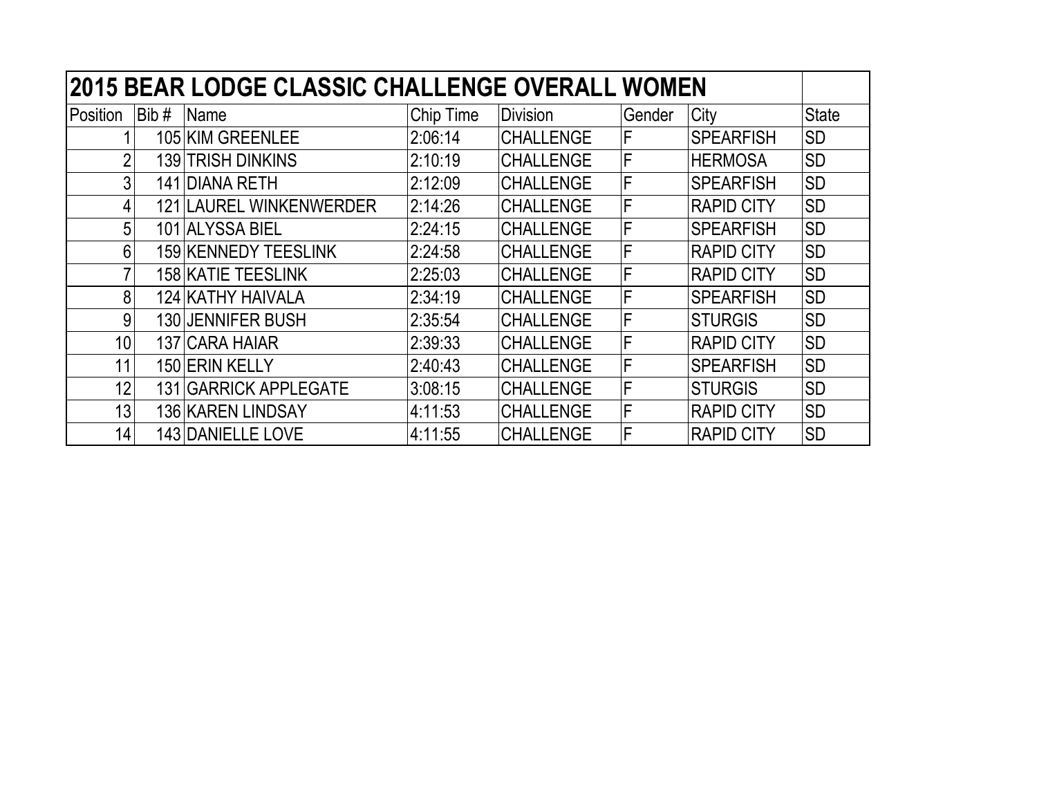| 2015 BEAR LODGE CLASSIC CHALLENGE OVERALL WOMEN | | | | | | | |
|---|---|---|---|---|---|---|---|
| Position | Bib # | Name | Chip Time | Division | Gender | City | State |
| 1 | 105 | KIM GREENLEE | 2:06:14 | CHALLENGE | F | SPEARFISH | SD |
| 2 | 139 | TRISH DINKINS | 2:10:19 | CHALLENGE | F | HERMOSA | SD |
| 3 | 141 | DIANA RETH | 2:12:09 | CHALLENGE | F | SPEARFISH | SD |
| 4 | 121 | LAUREL WINKENWERDER | 2:14:26 | CHALLENGE | F | RAPID CITY | SD |
| 5 | 101 | ALYSSA BIEL | 2:24:15 | CHALLENGE | F | SPEARFISH | SD |
| 6 | 159 | KENNEDY TEESLINK | 2:24:58 | CHALLENGE | F | RAPID CITY | SD |
| 7 | 158 | KATIE TEESLINK | 2:25:03 | CHALLENGE | F | RAPID CITY | SD |
| 8 | 124 | KATHY HAIVALA | 2:34:19 | CHALLENGE | F | SPEARFISH | SD |
| 9 | 130 | JENNIFER BUSH | 2:35:54 | CHALLENGE | F | STURGIS | SD |
| 10 | 137 | CARA HAIAR | 2:39:33 | CHALLENGE | F | RAPID CITY | SD |
| 11 | 150 | ERIN KELLY | 2:40:43 | CHALLENGE | F | SPEARFISH | SD |
| 12 | 131 | GARRICK APPLEGATE | 3:08:15 | CHALLENGE | F | STURGIS | SD |
| 13 | 136 | KAREN LINDSAY | 4:11:53 | CHALLENGE | F | RAPID CITY | SD |
| 14 | 143 | DANIELLE LOVE | 4:11:55 | CHALLENGE | F | RAPID CITY | SD |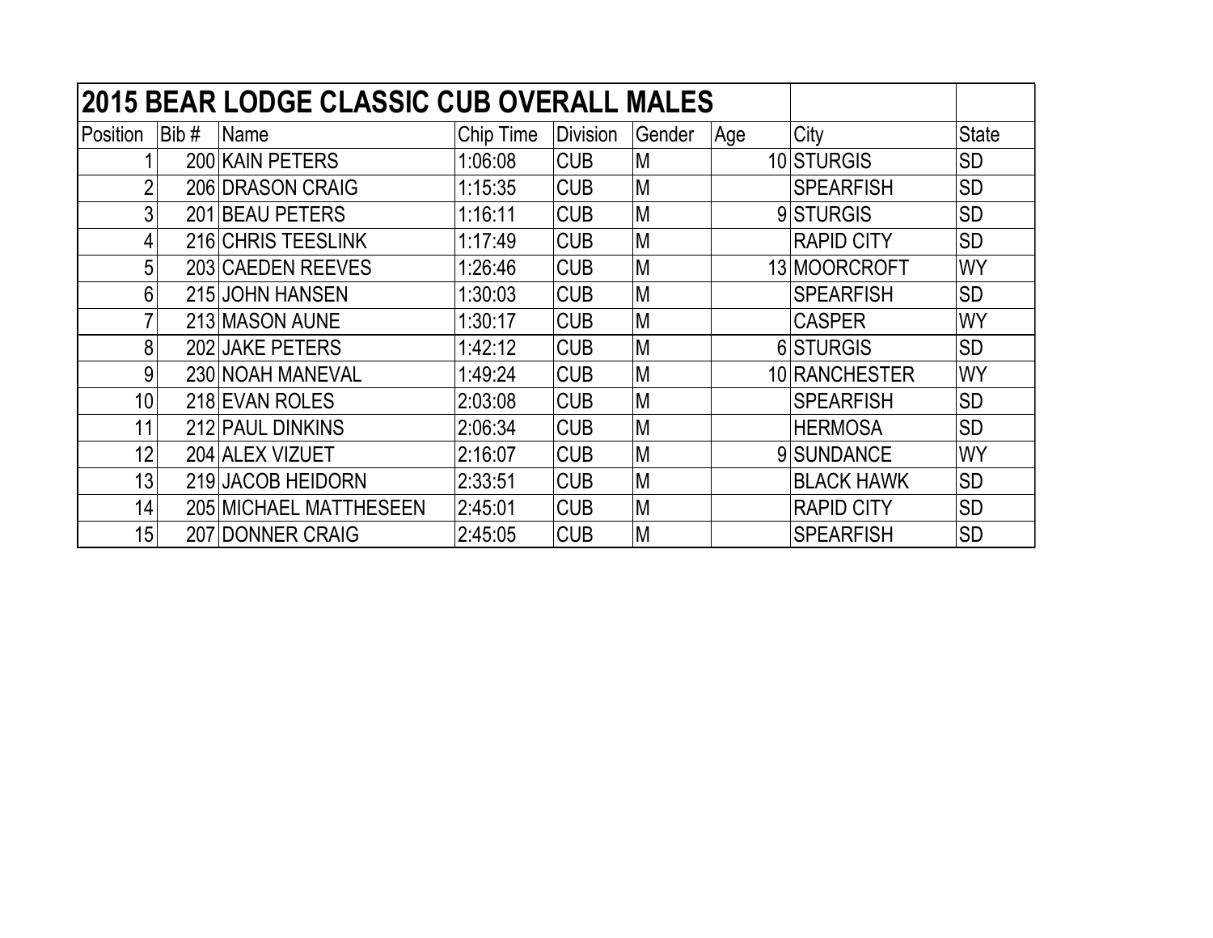| 2015 BEAR LODGE CLASSIC CUB OVERALL MALES | | | | | | | | |
|---|---|---|---|---|---|---|---|---|
| Position | Bib # | Name | Chip Time | Division | Gender | Age | City | State |
| 1 | 200 | KAIN PETERS | 1:06:08 | CUB | M | 10 | STURGIS | SD |
| 2 | 206 | DRASON CRAIG | 1:15:35 | CUB | M | | SPEARFISH | SD |
| 3 | 201 | BEAU PETERS | 1:16:11 | CUB | M | 9 | STURGIS | SD |
| 4 | 216 | CHRIS TEESLINK | 1:17:49 | CUB | M | | RAPID CITY | SD |
| 5 | 203 | CAEDEN REEVES | 1:26:46 | CUB | M | 13 | MOORCROFT | WY |
| 6 | 215 | JOHN HANSEN | 1:30:03 | CUB | M | | SPEARFISH | SD |
| 7 | 213 | MASON AUNE | 1:30:17 | CUB | M | | CASPER | WY |
| 8 | 202 | JAKE PETERS | 1:42:12 | CUB | M | 6 | STURGIS | SD |
| 9 | 230 | NOAH MANEVAL | 1:49:24 | CUB | M | 10 | RANCHESTER | WY |
| 10 | 218 | EVAN ROLES | 2:03:08 | CUB | M | | SPEARFISH | SD |
| 11 | 212 | PAUL DINKINS | 2:06:34 | CUB | M | | HERMOSA | SD |
| 12 | 204 | ALEX VIZUET | 2:16:07 | CUB | M | 9 | SUNDANCE | WY |
| 13 | 219 | JACOB HEIDORN | 2:33:51 | CUB | M | | BLACK HAWK | SD |
| 14 | 205 | MICHAEL MATTHESEEN | 2:45:01 | CUB | M | | RAPID CITY | SD |
| 15 | 207 | DONNER CRAIG | 2:45:05 | CUB | M | | SPEARFISH | SD |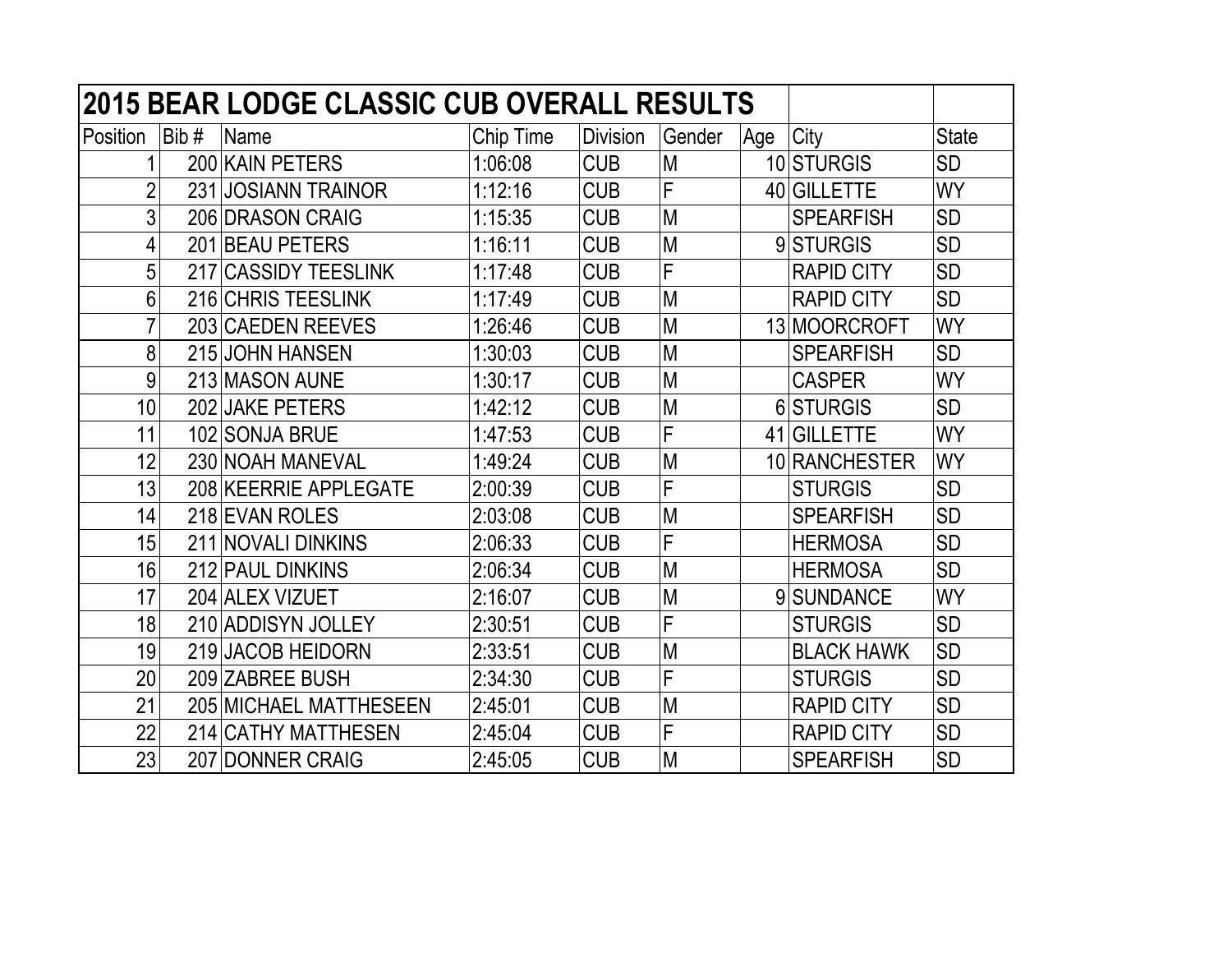| 2015 BEAR LODGE CLASSIC CUB OVERALL RESULTS | | | | | | | | |
|---|---|---|---|---|---|---|---|---|
| Position | Bib # | Name | Chip Time | Division | Gender | Age | City | State |
| 1 | 200 | KAIN PETERS | 1:06:08 | CUB | M | 10 | STURGIS | SD |
| 2 | 231 | JOSIANN TRAINOR | 1:12:16 | CUB | F | 40 | GILLETTE | WY |
| 3 | 206 | DRASON CRAIG | 1:15:35 | CUB | M | | SPEARFISH | SD |
| 4 | 201 | BEAU PETERS | 1:16:11 | CUB | M | 9 | STURGIS | SD |
| 5 | 217 | CASSIDY TEESLINK | 1:17:48 | CUB | F | | RAPID CITY | SD |
| 6 | 216 | CHRIS TEESLINK | 1:17:49 | CUB | M | | RAPID CITY | SD |
| 7 | 203 | CAEDEN REEVES | 1:26:46 | CUB | M | 13 | MOORCROFT | WY |
| 8 | 215 | JOHN HANSEN | 1:30:03 | CUB | M | | SPEARFISH | SD |
| 9 | 213 | MASON AUNE | 1:30:17 | CUB | M | | CASPER | WY |
| 10 | 202 | JAKE PETERS | 1:42:12 | CUB | M | 6 | STURGIS | SD |
| 11 | 102 | SONJA BRUE | 1:47:53 | CUB | F | 41 | GILLETTE | WY |
| 12 | 230 | NOAH MANEVAL | 1:49:24 | CUB | M | 10 | RANCHESTER | WY |
| 13 | 208 | KEERRIE APPLEGATE | 2:00:39 | CUB | F | | STURGIS | SD |
| 14 | 218 | EVAN ROLES | 2:03:08 | CUB | M | | SPEARFISH | SD |
| 15 | 211 | NOVALI DINKINS | 2:06:33 | CUB | F | | HERMOSA | SD |
| 16 | 212 | PAUL DINKINS | 2:06:34 | CUB | M | | HERMOSA | SD |
| 17 | 204 | ALEX VIZUET | 2:16:07 | CUB | M | 9 | SUNDANCE | WY |
| 18 | 210 | ADDISYN JOLLEY | 2:30:51 | CUB | F | | STURGIS | SD |
| 19 | 219 | JACOB HEIDORN | 2:33:51 | CUB | M | | BLACK HAWK | SD |
| 20 | 209 | ZABREE BUSH | 2:34:30 | CUB | F | | STURGIS | SD |
| 21 | 205 | MICHAEL MATTHESEEN | 2:45:01 | CUB | M | | RAPID CITY | SD |
| 22 | 214 | CATHY MATTHESEN | 2:45:04 | CUB | F | | RAPID CITY | SD |
| 23 | 207 | DONNER CRAIG | 2:45:05 | CUB | M | | SPEARFISH | SD |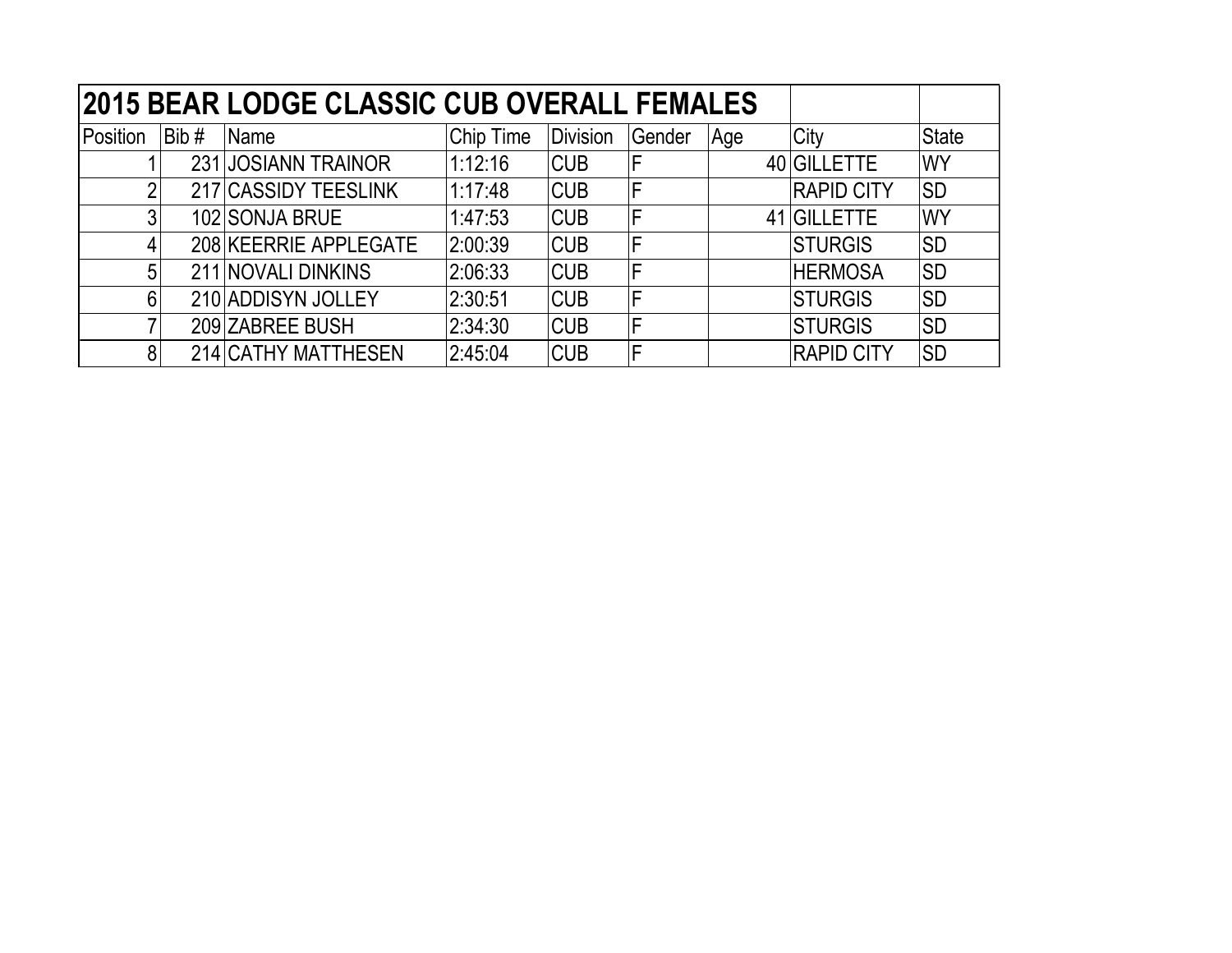# 2015 BEAR LODGE CLASSIC CUB OVERALL FEMALES

| Position | Bib # | Name | Chip Time | Division | Gender | Age | City | State |
|---|---|---|---|---|---|---|---|---|
| 1 | 231 | JOSIANN TRAINOR | 1:12:16 | CUB | F | 40 | GILLETTE | WY |
| 2 | 217 | CASSIDY TEESLINK | 1:17:48 | CUB | F | | RAPID CITY | SD |
| 3 | 102 | SONJA BRUE | 1:47:53 | CUB | F | 41 | GILLETTE | WY |
| 4 | 208 | KEERRIE APPLEGATE | 2:00:39 | CUB | F | | STURGIS | SD |
| 5 | 211 | NOVALI DINKINS | 2:06:33 | CUB | F | | HERMOSA | SD |
| 6 | 210 | ADDISYN JOLLEY | 2:30:51 | CUB | F | | STURGIS | SD |
| 7 | 209 | ZABREE BUSH | 2:34:30 | CUB | F | | STURGIS | SD |
| 8 | 214 | CATHY MATTHESEN | 2:45:04 | CUB | F | | RAPID CITY | SD |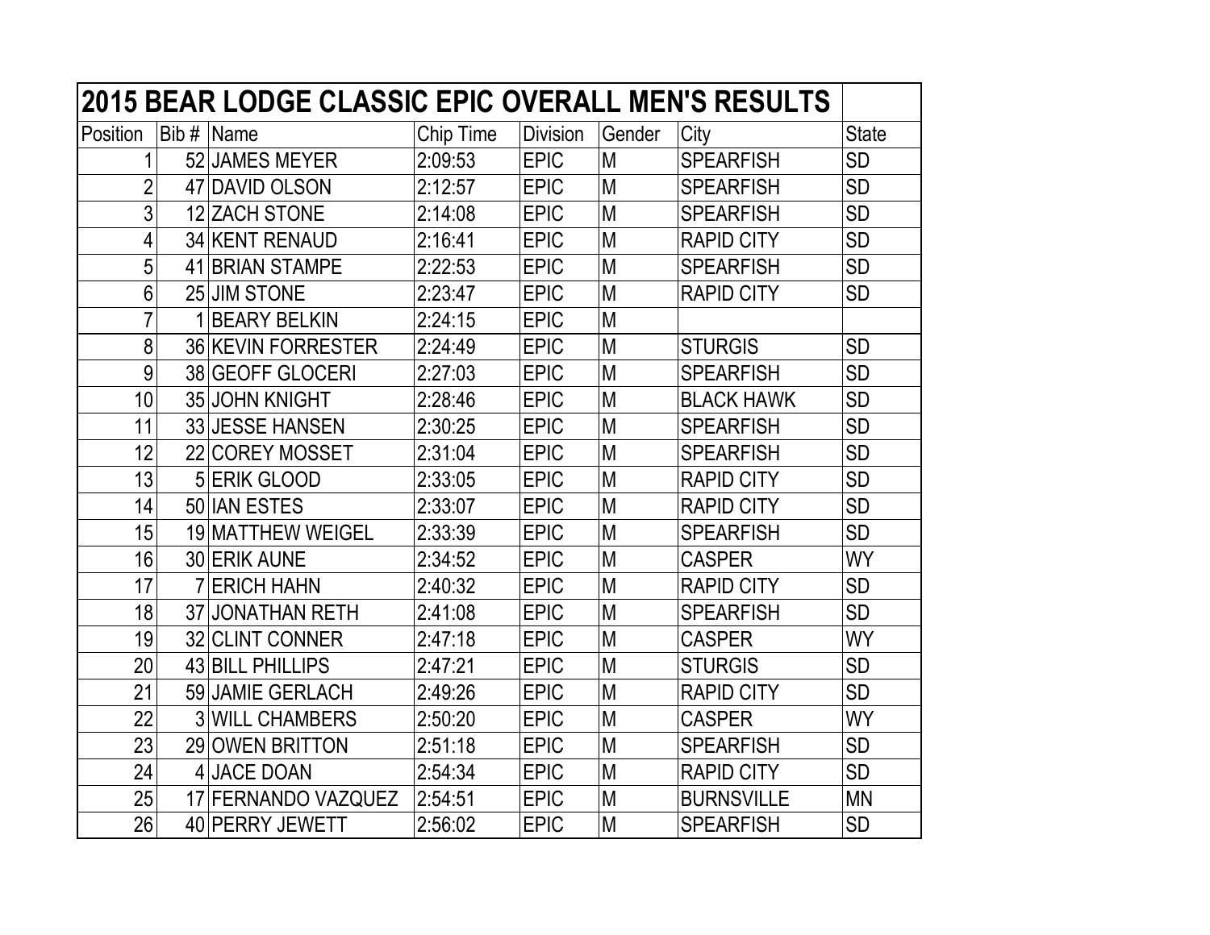| 2015 BEAR LODGE CLASSIC EPIC OVERALL MEN'S RESULTS | | | | | | | |
|---|---|---|---|---|---|---|---|
| Position | Bib # | Name | Chip Time | Division | Gender | City | State |
| 1 | 52 | JAMES MEYER | 2:09:53 | EPIC | M | SPEARFISH | SD |
| 2 | 47 | DAVID OLSON | 2:12:57 | EPIC | M | SPEARFISH | SD |
| 3 | 12 | ZACH STONE | 2:14:08 | EPIC | M | SPEARFISH | SD |
| 4 | 34 | KENT RENAUD | 2:16:41 | EPIC | M | RAPID CITY | SD |
| 5 | 41 | BRIAN STAMPE | 2:22:53 | EPIC | M | SPEARFISH | SD |
| 6 | 25 | JIM STONE | 2:23:47 | EPIC | M | RAPID CITY | SD |
| 7 | 1 | BEARY BELKIN | 2:24:15 | EPIC | M | | |
| 8 | 36 | KEVIN FORRESTER | 2:24:49 | EPIC | M | STURGIS | SD |
| 9 | 38 | GEOFF GLOCERI | 2:27:03 | EPIC | M | SPEARFISH | SD |
| 10 | 35 | JOHN KNIGHT | 2:28:46 | EPIC | M | BLACK HAWK | SD |
| 11 | 33 | JESSE HANSEN | 2:30:25 | EPIC | M | SPEARFISH | SD |
| 12 | 22 | COREY MOSSET | 2:31:04 | EPIC | M | SPEARFISH | SD |
| 13 | 5 | ERIK GLOOD | 2:33:05 | EPIC | M | RAPID CITY | SD |
| 14 | 50 | IAN ESTES | 2:33:07 | EPIC | M | RAPID CITY | SD |
| 15 | 19 | MATTHEW WEIGEL | 2:33:39 | EPIC | M | SPEARFISH | SD |
| 16 | 30 | ERIK AUNE | 2:34:52 | EPIC | M | CASPER | WY |
| 17 | 7 | ERICH HAHN | 2:40:32 | EPIC | M | RAPID CITY | SD |
| 18 | 37 | JONATHAN RETH | 2:41:08 | EPIC | M | SPEARFISH | SD |
| 19 | 32 | CLINT CONNER | 2:47:18 | EPIC | M | CASPER | WY |
| 20 | 43 | BILL PHILLIPS | 2:47:21 | EPIC | M | STURGIS | SD |
| 21 | 59 | JAMIE GERLACH | 2:49:26 | EPIC | M | RAPID CITY | SD |
| 22 | 3 | WILL CHAMBERS | 2:50:20 | EPIC | M | CASPER | WY |
| 23 | 29 | OWEN BRITTON | 2:51:18 | EPIC | M | SPEARFISH | SD |
| 24 | 4 | JACE DOAN | 2:54:34 | EPIC | M | RAPID CITY | SD |
| 25 | 17 | FERNANDO VAZQUEZ | 2:54:51 | EPIC | M | BURNSVILLE | MN |
| 26 | 40 | PERRY JEWETT | 2:56:02 | EPIC | M | SPEARFISH | SD |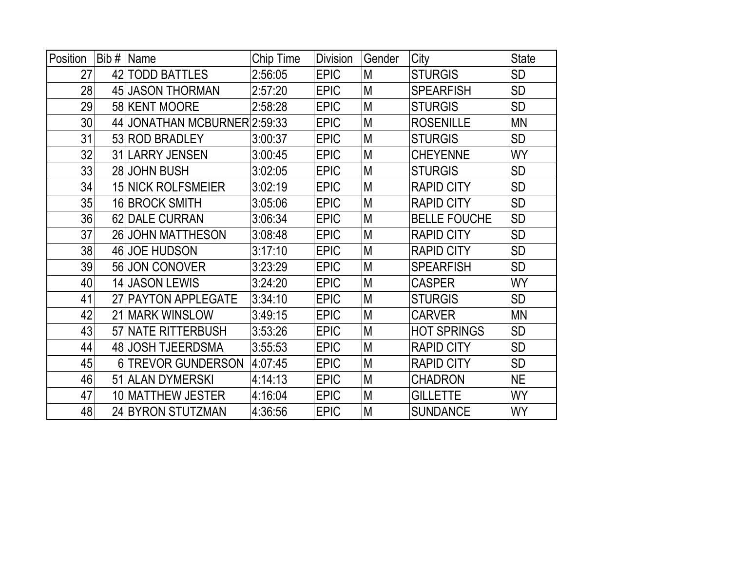| Position | Bib # | Name | Chip Time | Division | Gender | City | State |
|---|---|---|---|---|---|---|---|
| 27 | 42 | TODD BATTLES | 2:56:05 | EPIC | M | STURGIS | SD |
| 28 | 45 | JASON THORMAN | 2:57:20 | EPIC | M | SPEARFISH | SD |
| 29 | 58 | KENT MOORE | 2:58:28 | EPIC | M | STURGIS | SD |
| 30 | 44 | JONATHAN MCBURNER | 2:59:33 | EPIC | M | ROSENILLE | MN |
| 31 | 53 | ROD BRADLEY | 3:00:37 | EPIC | M | STURGIS | SD |
| 32 | 31 | LARRY JENSEN | 3:00:45 | EPIC | M | CHEYENNE | WY |
| 33 | 28 | JOHN BUSH | 3:02:05 | EPIC | M | STURGIS | SD |
| 34 | 15 | NICK ROLFSMEIER | 3:02:19 | EPIC | M | RAPID CITY | SD |
| 35 | 16 | BROCK SMITH | 3:05:06 | EPIC | M | RAPID CITY | SD |
| 36 | 62 | DALE CURRAN | 3:06:34 | EPIC | M | BELLE FOUCHE | SD |
| 37 | 26 | JOHN MATTHESON | 3:08:48 | EPIC | M | RAPID CITY | SD |
| 38 | 46 | JOE HUDSON | 3:17:10 | EPIC | M | RAPID CITY | SD |
| 39 | 56 | JON CONOVER | 3:23:29 | EPIC | M | SPEARFISH | SD |
| 40 | 14 | JASON LEWIS | 3:24:20 | EPIC | M | CASPER | WY |
| 41 | 27 | PAYTON APPLEGATE | 3:34:10 | EPIC | M | STURGIS | SD |
| 42 | 21 | MARK WINSLOW | 3:49:15 | EPIC | M | CARVER | MN |
| 43 | 57 | NATE RITTERBUSH | 3:53:26 | EPIC | M | HOT SPRINGS | SD |
| 44 | 48 | JOSH TJEERDSMA | 3:55:53 | EPIC | M | RAPID CITY | SD |
| 45 | 6 | TREVOR GUNDERSON | 4:07:45 | EPIC | M | RAPID CITY | SD |
| 46 | 51 | ALAN DYMERSKI | 4:14:13 | EPIC | M | CHADRON | NE |
| 47 | 10 | MATTHEW JESTER | 4:16:04 | EPIC | M | GILLETTE | WY |
| 48 | 24 | BYRON STUTZMAN | 4:36:56 | EPIC | M | SUNDANCE | WY |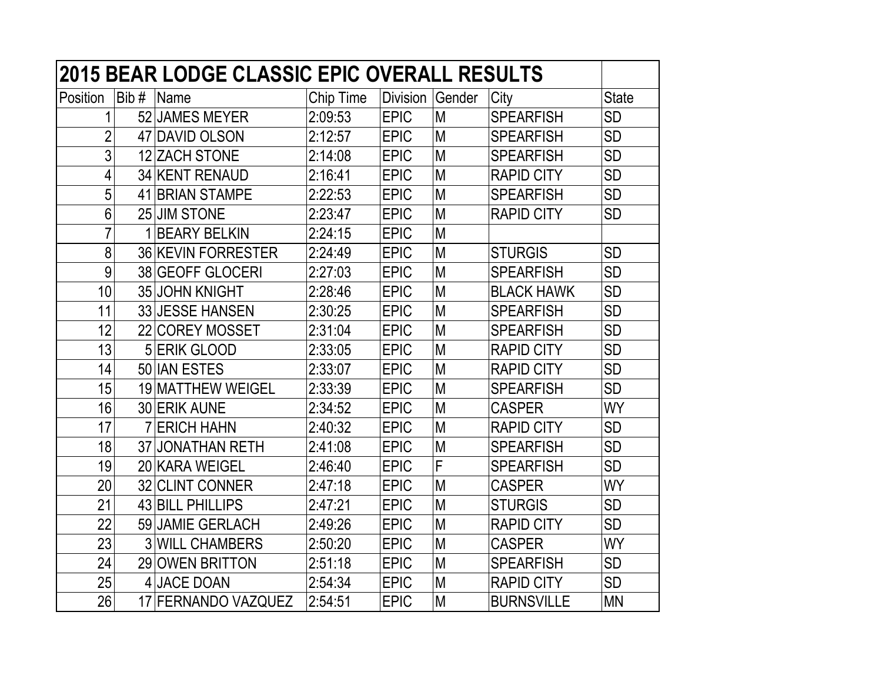| 2015 BEAR LODGE CLASSIC EPIC OVERALL RESULTS | | | | | | | |
|---|---|---|---|---|---|---|---|
| Position | Bib # | Name | Chip Time | Division | Gender | City | State |
| 1 | 52 | JAMES MEYER | 2:09:53 | EPIC | M | SPEARFISH | SD |
| 2 | 47 | DAVID OLSON | 2:12:57 | EPIC | M | SPEARFISH | SD |
| 3 | 12 | ZACH STONE | 2:14:08 | EPIC | M | SPEARFISH | SD |
| 4 | 34 | KENT RENAUD | 2:16:41 | EPIC | M | RAPID CITY | SD |
| 5 | 41 | BRIAN STAMPE | 2:22:53 | EPIC | M | SPEARFISH | SD |
| 6 | 25 | JIM STONE | 2:23:47 | EPIC | M | RAPID CITY | SD |
| 7 | 1 | BEARY BELKIN | 2:24:15 | EPIC | M | | |
| 8 | 36 | KEVIN FORRESTER | 2:24:49 | EPIC | M | STURGIS | SD |
| 9 | 38 | GEOFF GLOCERI | 2:27:03 | EPIC | M | SPEARFISH | SD |
| 10 | 35 | JOHN KNIGHT | 2:28:46 | EPIC | M | BLACK HAWK | SD |
| 11 | 33 | JESSE HANSEN | 2:30:25 | EPIC | M | SPEARFISH | SD |
| 12 | 22 | COREY MOSSET | 2:31:04 | EPIC | M | SPEARFISH | SD |
| 13 | 5 | ERIK GLOOD | 2:33:05 | EPIC | M | RAPID CITY | SD |
| 14 | 50 | IAN ESTES | 2:33:07 | EPIC | M | RAPID CITY | SD |
| 15 | 19 | MATTHEW WEIGEL | 2:33:39 | EPIC | M | SPEARFISH | SD |
| 16 | 30 | ERIK AUNE | 2:34:52 | EPIC | M | CASPER | WY |
| 17 | 7 | ERICH HAHN | 2:40:32 | EPIC | M | RAPID CITY | SD |
| 18 | 37 | JONATHAN RETH | 2:41:08 | EPIC | M | SPEARFISH | SD |
| 19 | 20 | KARA WEIGEL | 2:46:40 | EPIC | F | SPEARFISH | SD |
| 20 | 32 | CLINT CONNER | 2:47:18 | EPIC | M | CASPER | WY |
| 21 | 43 | BILL PHILLIPS | 2:47:21 | EPIC | M | STURGIS | SD |
| 22 | 59 | JAMIE GERLACH | 2:49:26 | EPIC | M | RAPID CITY | SD |
| 23 | 3 | WILL CHAMBERS | 2:50:20 | EPIC | M | CASPER | WY |
| 24 | 29 | OWEN BRITTON | 2:51:18 | EPIC | M | SPEARFISH | SD |
| 25 | 4 | JACE DOAN | 2:54:34 | EPIC | M | RAPID CITY | SD |
| 26 | 17 | FERNANDO VAZQUEZ | 2:54:51 | EPIC | M | BURNSVILLE | MN |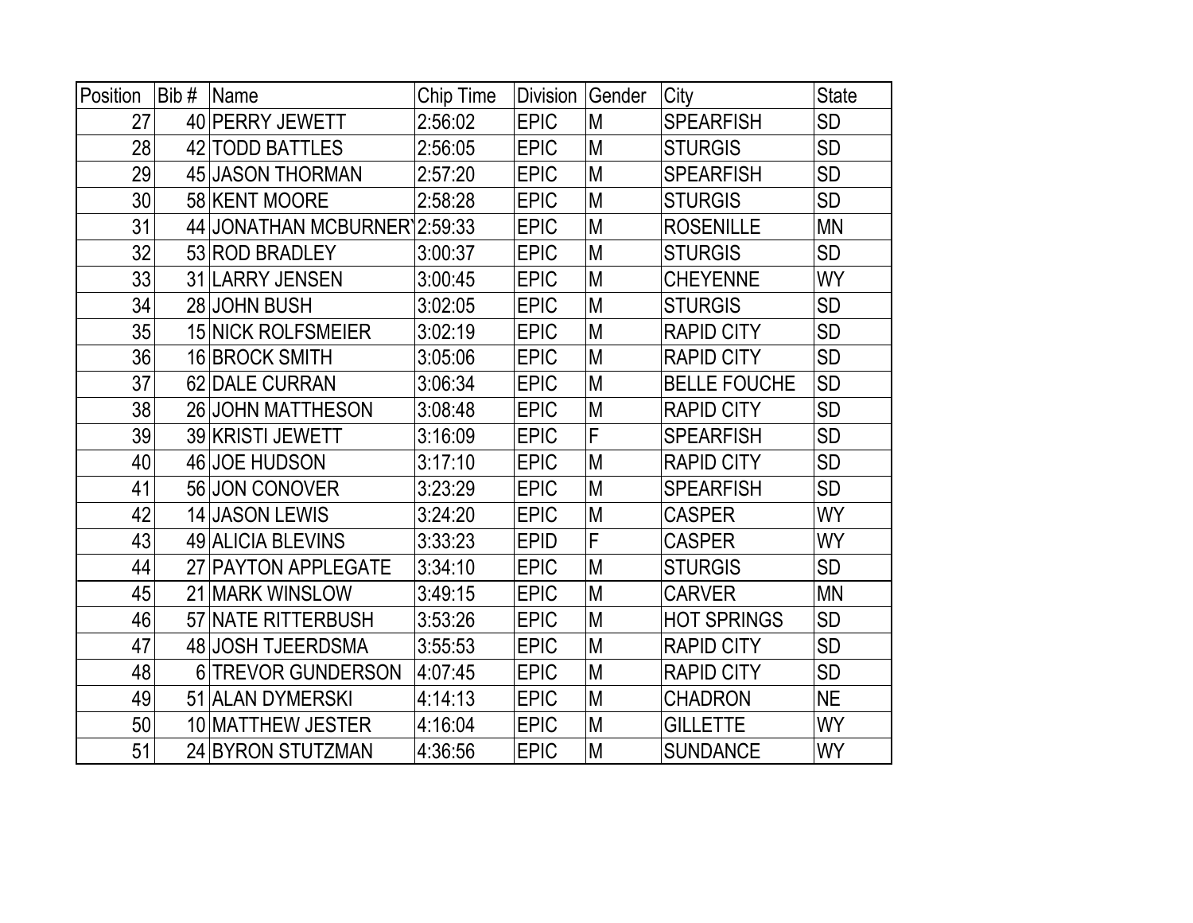| Position | Bib # | Name | Chip Time | Division | Gender | City | State |
|---|---|---|---|---|---|---|---|
| 27 | 40 | PERRY JEWETT | 2:56:02 | EPIC | M | SPEARFISH | SD |
| 28 | 42 | TODD BATTLES | 2:56:05 | EPIC | M | STURGIS | SD |
| 29 | 45 | JASON THORMAN | 2:57:20 | EPIC | M | SPEARFISH | SD |
| 30 | 58 | KENT MOORE | 2:58:28 | EPIC | M | STURGIS | SD |
| 31 | 44 | JONATHAN MCBURNEY | 2:59:33 | EPIC | M | ROSENILLE | MN |
| 32 | 53 | ROD BRADLEY | 3:00:37 | EPIC | M | STURGIS | SD |
| 33 | 31 | LARRY JENSEN | 3:00:45 | EPIC | M | CHEYENNE | WY |
| 34 | 28 | JOHN BUSH | 3:02:05 | EPIC | M | STURGIS | SD |
| 35 | 15 | NICK ROLFSMEIER | 3:02:19 | EPIC | M | RAPID CITY | SD |
| 36 | 16 | BROCK SMITH | 3:05:06 | EPIC | M | RAPID CITY | SD |
| 37 | 62 | DALE CURRAN | 3:06:34 | EPIC | M | BELLE FOUCHE | SD |
| 38 | 26 | JOHN MATTHESON | 3:08:48 | EPIC | M | RAPID CITY | SD |
| 39 | 39 | KRISTI JEWETT | 3:16:09 | EPIC | F | SPEARFISH | SD |
| 40 | 46 | JOE HUDSON | 3:17:10 | EPIC | M | RAPID CITY | SD |
| 41 | 56 | JON CONOVER | 3:23:29 | EPIC | M | SPEARFISH | SD |
| 42 | 14 | JASON LEWIS | 3:24:20 | EPIC | M | CASPER | WY |
| 43 | 49 | ALICIA BLEVINS | 3:33:23 | EPID | F | CASPER | WY |
| 44 | 27 | PAYTON APPLEGATE | 3:34:10 | EPIC | M | STURGIS | SD |
| 45 | 21 | MARK WINSLOW | 3:49:15 | EPIC | M | CARVER | MN |
| 46 | 57 | NATE RITTERBUSH | 3:53:26 | EPIC | M | HOT SPRINGS | SD |
| 47 | 48 | JOSH TJEERDSMA | 3:55:53 | EPIC | M | RAPID CITY | SD |
| 48 | 6 | TREVOR GUNDERSON | 4:07:45 | EPIC | M | RAPID CITY | SD |
| 49 | 51 | ALAN DYMERSKI | 4:14:13 | EPIC | M | CHADRON | NE |
| 50 | 10 | MATTHEW JESTER | 4:16:04 | EPIC | M | GILLETTE | WY |
| 51 | 24 | BYRON STUTZMAN | 4:36:56 | EPIC | M | SUNDANCE | WY |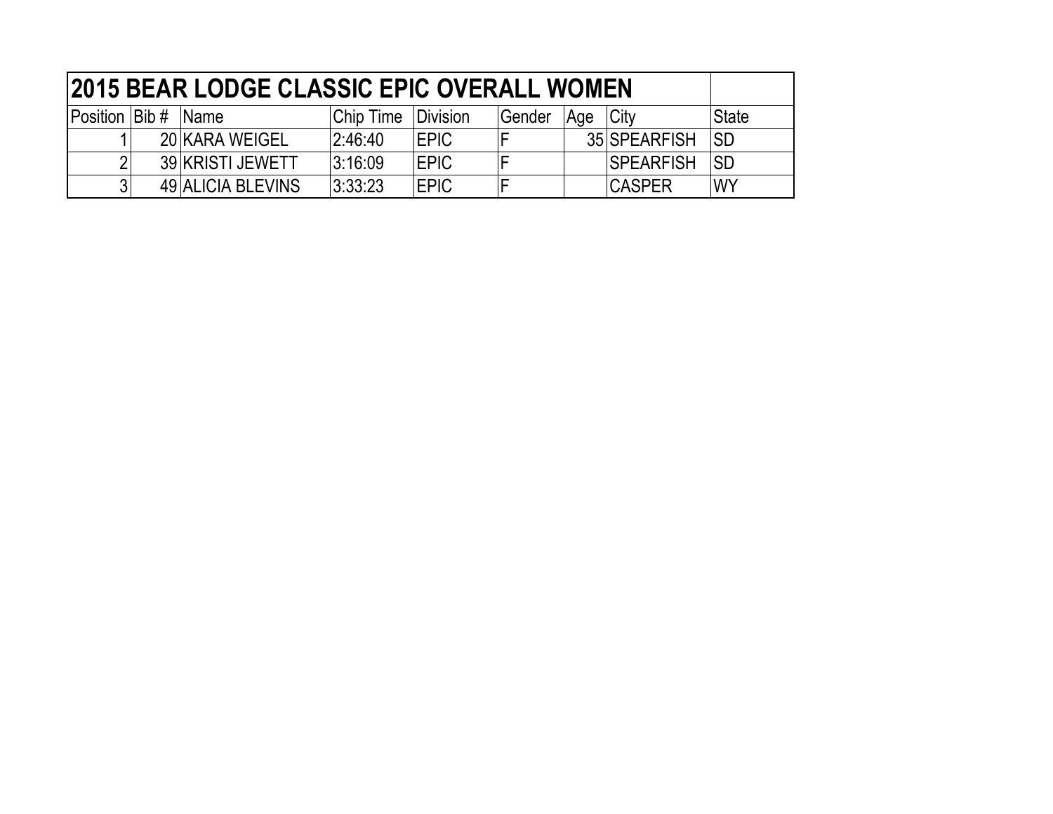## 2015 BEAR LODGE CLASSIC EPIC OVERALL WOMEN

| Position | Bib # | Name | Chip Time | Division | Gender | Age | City | State |
|---|---|---|---|---|---|---|---|---|
| 1 | 20 | KARA WEIGEL | 2:46:40 | EPIC | F | 35 | SPEARFISH | SD |
| 2 | 39 | KRISTI JEWETT | 3:16:09 | EPIC | F | | SPEARFISH | SD |
| 3 | 49 | ALICIA BLEVINS | 3:33:23 | EPIC | F | | CASPER | WY |